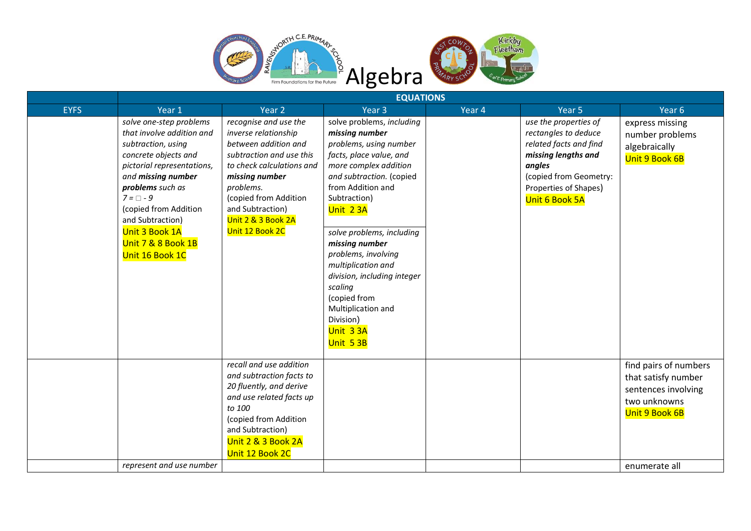# Algebra

| | EQUATIONS | | | | | |
|---|---|---|---|---|---|---|
| EYFS | Year 1 | Year 2 | Year 3 | Year 4 | Year 5 | Year 6 |
| | *solve one-step problems that involve addition and subtraction, using concrete objects and pictorial representations, and **missing number problems** such as $7 = \square - 9$* (copied from Addition and Subtraction) Unit 3 Book 1A Unit 7 & 8 Book 1B Unit 16 Book 1C | *recognise and use the inverse relationship between addition and subtraction and use this to check calculations and **missing number** problems.* (copied from Addition and Subtraction) Unit 2 & 3 Book 2A Unit 12 Book 2C | solve problems, *including **missing number** problems, using number facts, place value, and more complex addition and subtraction.* (copied from Addition and Subtraction) Unit 2 3A<br><br>*solve problems, including **missing number** problems, involving multiplication and division, including integer scaling* (copied from Multiplication and Division) Unit 3 3A Unit 5 3B | | *use the properties of rectangles to deduce related facts and find **missing lengths and angles*** (copied from Geometry: Properties of Shapes) Unit 6 Book 5A | express missing number problems algebraically Unit 9 Book 6B |
| | | *recall and use addition and subtraction facts to 20 fluently, and derive and use related facts up to 100* (copied from Addition and Subtraction) Unit 2 & 3 Book 2A Unit 12 Book 2C | | | | find pairs of numbers that satisfy number sentences involving two unknowns Unit 9 Book 6B |
| | *represent and use number* | | | | | enumerate all |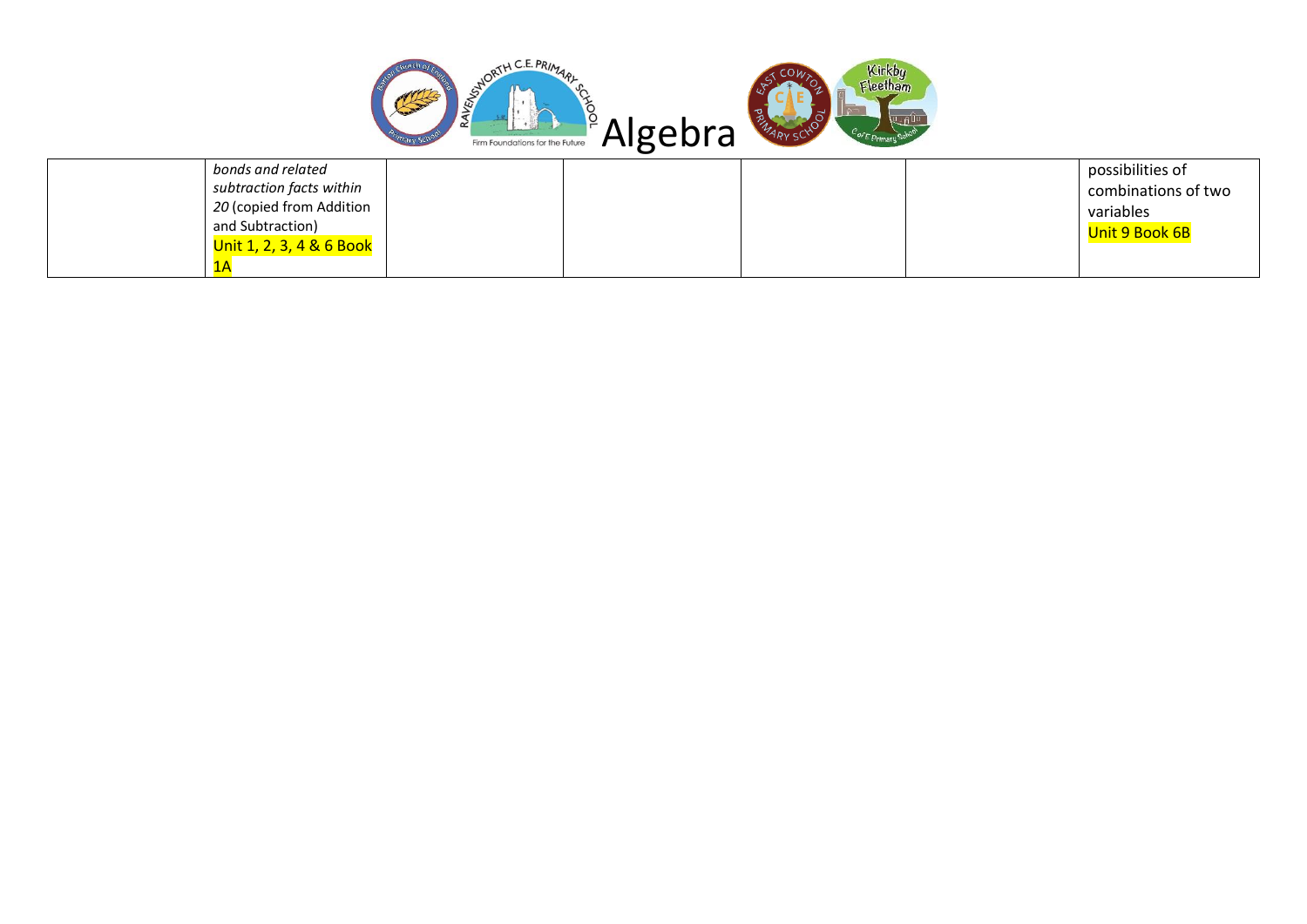# Algebra

| | | | | | | |
|---|---|---|---|---|---|---|
| | *bonds and related subtraction facts within 20* (copied from Addition and Subtraction) Unit 1, 2, 3, 4 & 6 Book 1A | | | | | possibilities of combinations of two variables Unit 9 Book 6B |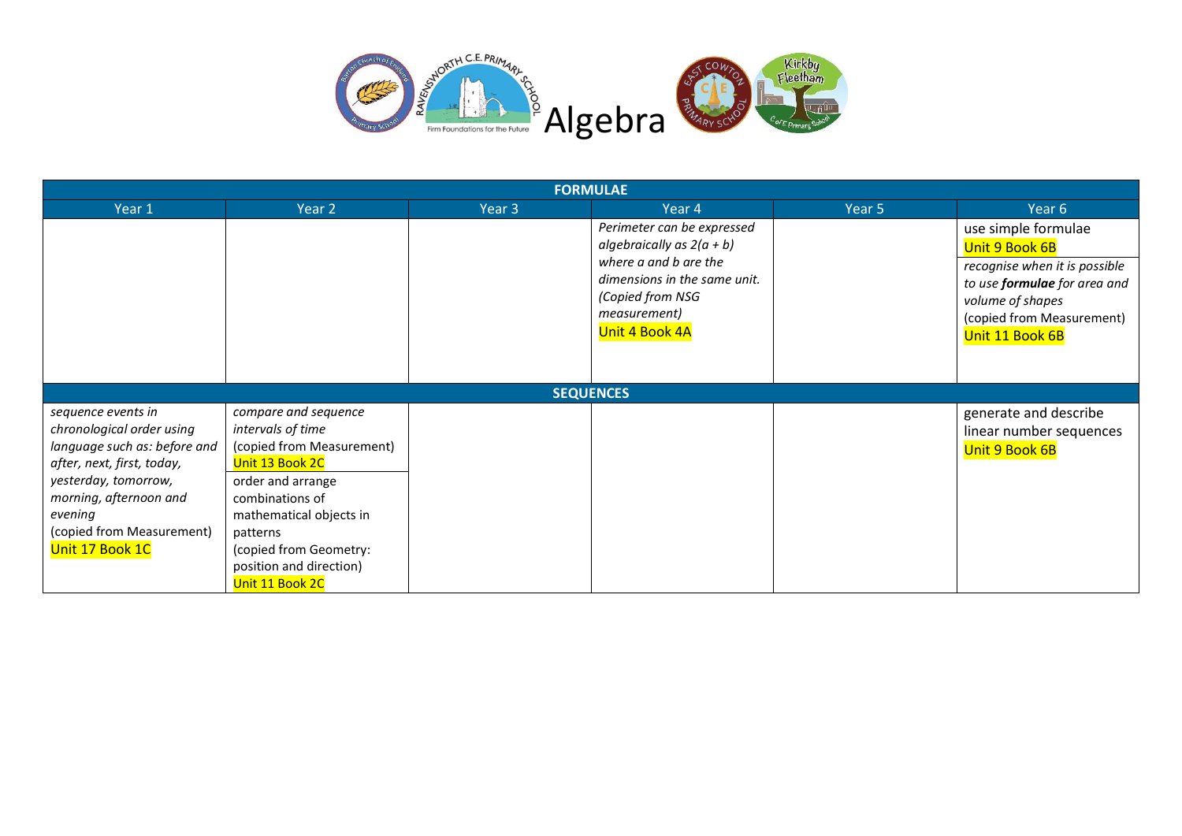# Algebra

| FORMULAE | | | | | |
|---|---|---|---|---|---|
| Year 1 | Year 2 | Year 3 | Year 4 | Year 5 | Year 6 |
| | | | *Perimeter can be expressed algebraically as $2(a + b)$ where a and b are the dimensions in the same unit. (Copied from NSG measurement)* Unit 4 Book 4A | | use simple formulae Unit 9 Book 6B<br>*recognise when it is possible to use **formulae** for area and volume of shapes* (copied from Measurement) Unit 11 Book 6B |
| **SEQUENCES** | | | | | |
| *sequence events in chronological order using language such as: before and after, next, first, today, yesterday, tomorrow, morning, afternoon and evening* (copied from Measurement) Unit 17 Book 1C | *compare and sequence intervals of time* (copied from Measurement) Unit 13 Book 2C<br>order and arrange combinations of mathematical objects in patterns (copied from Geometry: position and direction) Unit 11 Book 2C | | | | generate and describe linear number sequences Unit 9 Book 6B |